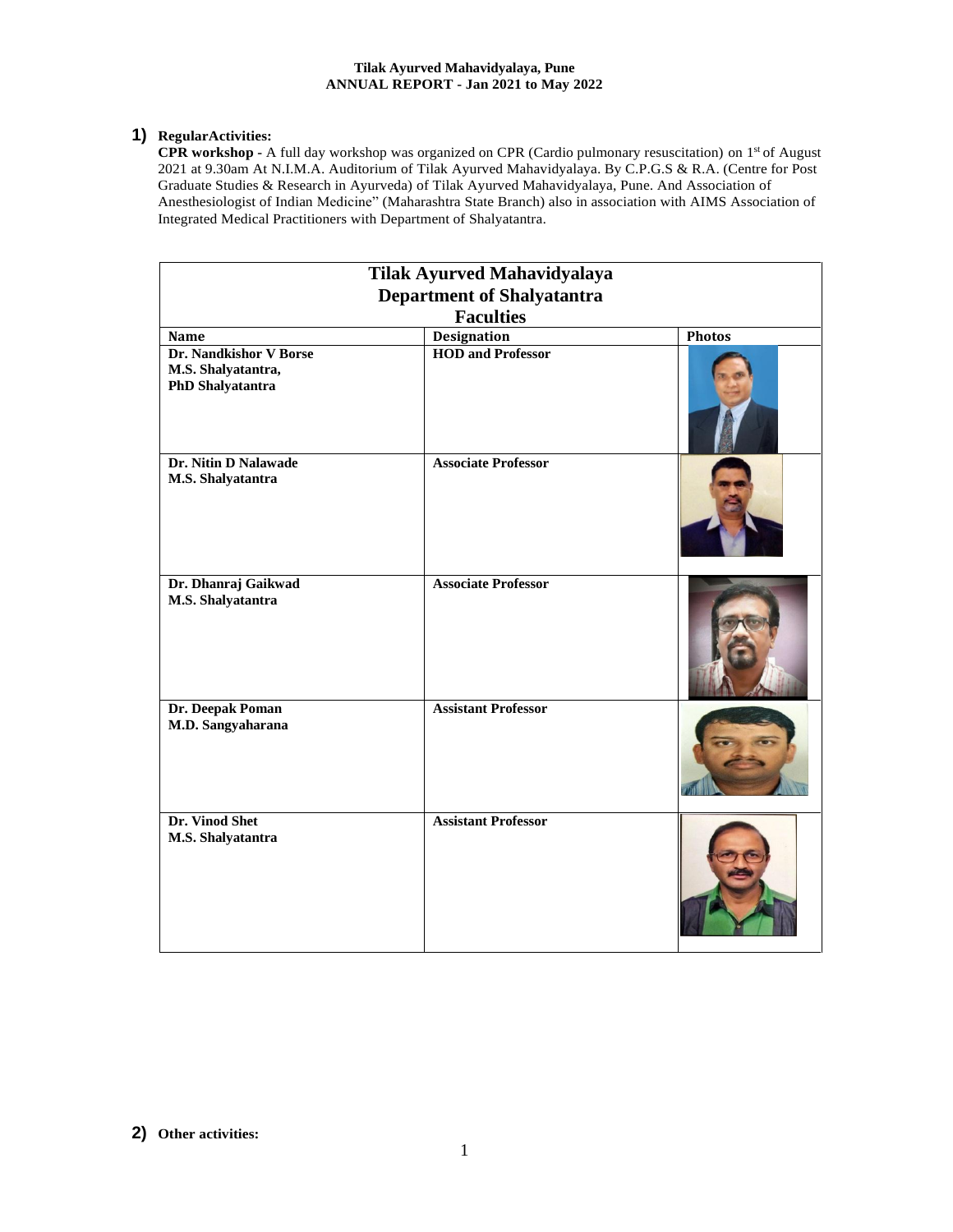**Tilak Ayurved Mahavidyalaya, Pune**
**ANNUAL REPORT - Jan 2021 to May 2022**

**1) RegularActivities:**

**CPR workshop -** A full day workshop was organized on CPR (Cardio pulmonary resuscitation) on 1st of August 2021 at 9.30am At N.I.M.A. Auditorium of Tilak Ayurved Mahavidyalaya. By C.P.G.S & R.A. (Centre for Post Graduate Studies & Research in Ayurveda) of Tilak Ayurved Mahavidyalaya, Pune. And Association of Anesthesiologist of Indian Medicine" (Maharashtra State Branch) also in association with AIMS Association of Integrated Medical Practitioners with Department of Shalyatantra.

**Tilak Ayurved Mahavidyalaya**
**Department of Shalyatantra**
**Faculties**

| Name | Designation | Photos |
|---|---|---|
| **Dr. Nandkishor V Borse**<br>**M.S. Shalyatantra,**<br>**PhD Shalyatantra** | **HOD and Professor** | |
| **Dr. Nitin D Nalawade**<br>**M.S. Shalyatantra** | **Associate Professor** | |
| **Dr. Dhanraj Gaikwad**<br>**M.S. Shalyatantra** | **Associate Professor** | |
| **Dr. Deepak Poman**<br>**M.D. Sangyaharana** | **Assistant Professor** | |
| **Dr. Vinod Shet**<br>**M.S. Shalyatantra** | **Assistant Professor** | |

**2) Other activities:**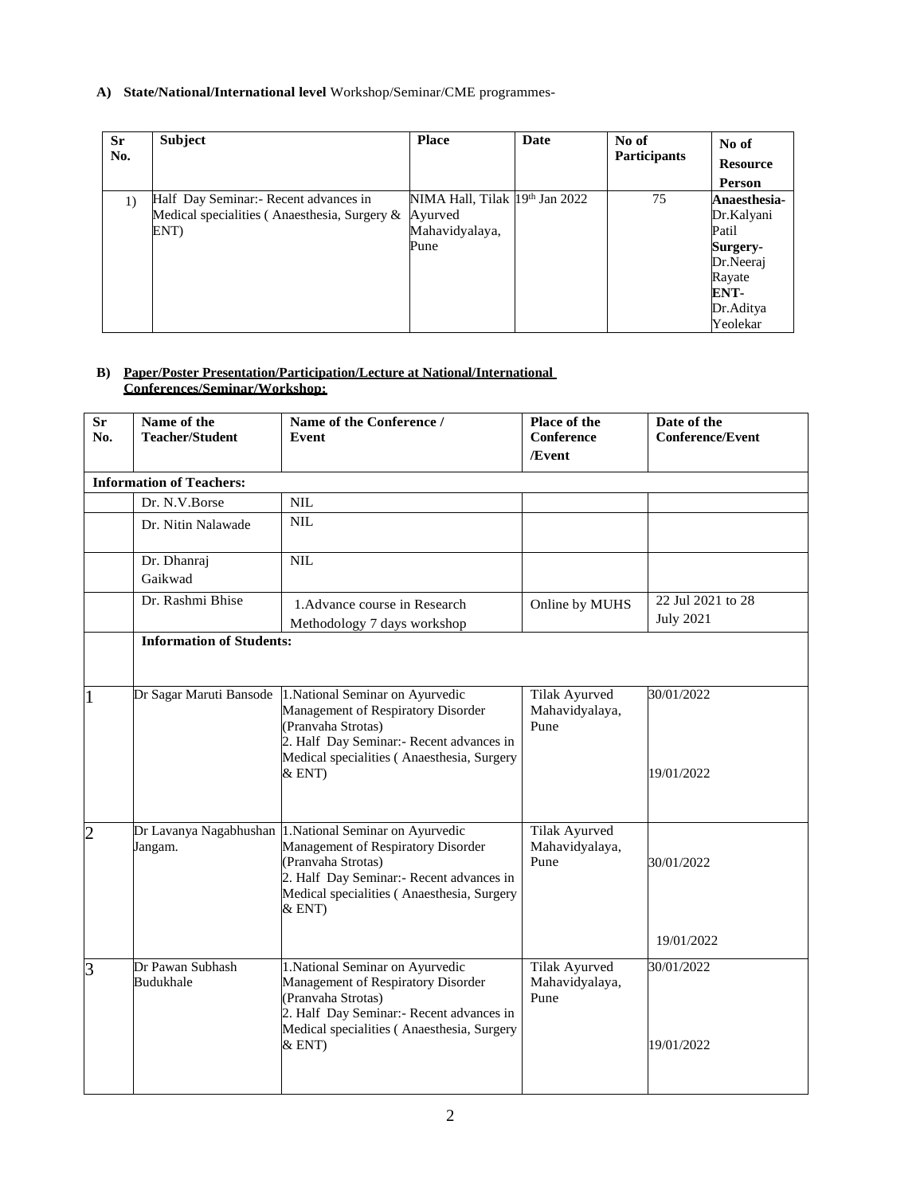**A) State/National/International level** Workshop/Seminar/CME programmes-

| Sr No. | Subject | Place | Date | No of Participants | No of Resource Person |
|---|---|---|---|---|---|
| 1) | Half Day Seminar:- Recent advances in Medical specialities ( Anaesthesia, Surgery & ENT) | NIMA Hall, Tilak Ayurved Mahavidyalaya, Pune | 19th Jan 2022 | 75 | **Anaesthesia-** Dr.Kalyani Patil **Surgery-** Dr.Neeraj Rayate **ENT-** Dr.Aditya Yeolekar |

**B) Paper/Poster Presentation/Participation/Lecture at National/International Conferences/Seminar/Workshop:**

| Sr No. | Name of the Teacher/Student | Name of the Conference / Event | Place of the Conference /Event | Date of the Conference/Event |
|---|---|---|---|---|
| **Information of Teachers:** | | | | |
| | Dr. N.V.Borse | NIL | | |
| | Dr. Nitin Nalawade | NIL | | |
| | Dr. Dhanraj Gaikwad | NIL | | |
| | Dr. Rashmi Bhise | 1.Advance course in Research Methodology 7 days workshop | Online by MUHS | 22 Jul 2021 to 28 July 2021 |
| | **Information of Students:** | | | |
| 1 | Dr Sagar Maruti Bansode | 1.National Seminar on Ayurvedic Management of Respiratory Disorder (Pranvaha Strotas)<br>2. Half Day Seminar:- Recent advances in Medical specialities ( Anaesthesia, Surgery & ENT) | Tilak Ayurved Mahavidyalaya, Pune | 30/01/2022<br>19/01/2022 |
| 2 | Dr Lavanya Nagabhushan Jangam. | 1.National Seminar on Ayurvedic Management of Respiratory Disorder (Pranvaha Strotas)<br>2. Half Day Seminar:- Recent advances in Medical specialities ( Anaesthesia, Surgery & ENT) | Tilak Ayurved Mahavidyalaya, Pune | 30/01/2022<br>19/01/2022 |
| 3 | Dr Pawan Subhash Budukhale | 1.National Seminar on Ayurvedic Management of Respiratory Disorder (Pranvaha Strotas)<br>2. Half Day Seminar:- Recent advances in Medical specialities ( Anaesthesia, Surgery & ENT) | Tilak Ayurved Mahavidyalaya, Pune | 30/01/2022<br>19/01/2022 |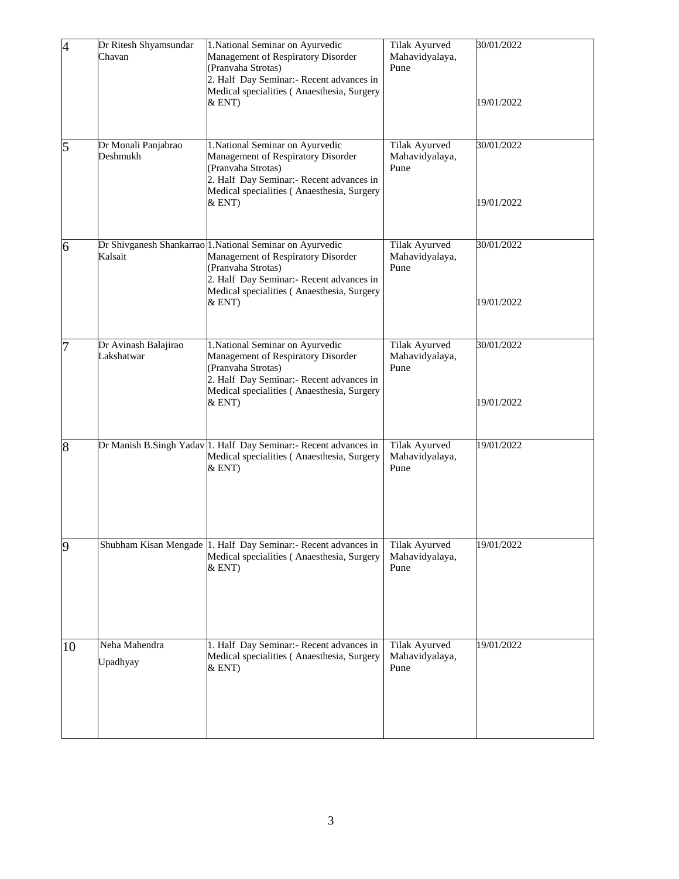| 4 | Dr Ritesh Shyamsundar Chavan | 1.National Seminar on Ayurvedic Management of Respiratory Disorder (Pranvaha Strotas)<br>2. Half Day Seminar:- Recent advances in Medical specialities ( Anaesthesia, Surgery & ENT) | Tilak Ayurved Mahavidyalaya, Pune | 30/01/2022<br><br>19/01/2022 |
|---|---|---|---|---|
| 5 | Dr Monali Panjabrao Deshmukh | 1.National Seminar on Ayurvedic Management of Respiratory Disorder (Pranvaha Strotas)<br>2. Half Day Seminar:- Recent advances in Medical specialities ( Anaesthesia, Surgery & ENT) | Tilak Ayurved Mahavidyalaya, Pune | 30/01/2022<br><br>19/01/2022 |
| 6 | Dr Shivganesh Shankarrao Kalsait | 1.National Seminar on Ayurvedic Management of Respiratory Disorder (Pranvaha Strotas)<br>2. Half Day Seminar:- Recent advances in Medical specialities ( Anaesthesia, Surgery & ENT) | Tilak Ayurved Mahavidyalaya, Pune | 30/01/2022<br><br>19/01/2022 |
| 7 | Dr Avinash Balajirao Lakshatwar | 1.National Seminar on Ayurvedic Management of Respiratory Disorder (Pranvaha Strotas)<br>2. Half Day Seminar:- Recent advances in Medical specialities ( Anaesthesia, Surgery & ENT) | Tilak Ayurved Mahavidyalaya, Pune | 30/01/2022<br><br>19/01/2022 |
| 8 | Dr Manish B.Singh Yadav | 1. Half Day Seminar:- Recent advances in Medical specialities ( Anaesthesia, Surgery & ENT) | Tilak Ayurved Mahavidyalaya, Pune | 19/01/2022 |
| 9 | Shubham Kisan Mengade | 1. Half Day Seminar:- Recent advances in Medical specialities ( Anaesthesia, Surgery & ENT) | Tilak Ayurved Mahavidyalaya, Pune | 19/01/2022 |
| 10 | Neha Mahendra Upadhyay | 1. Half Day Seminar:- Recent advances in Medical specialities ( Anaesthesia, Surgery & ENT) | Tilak Ayurved Mahavidyalaya, Pune | 19/01/2022 |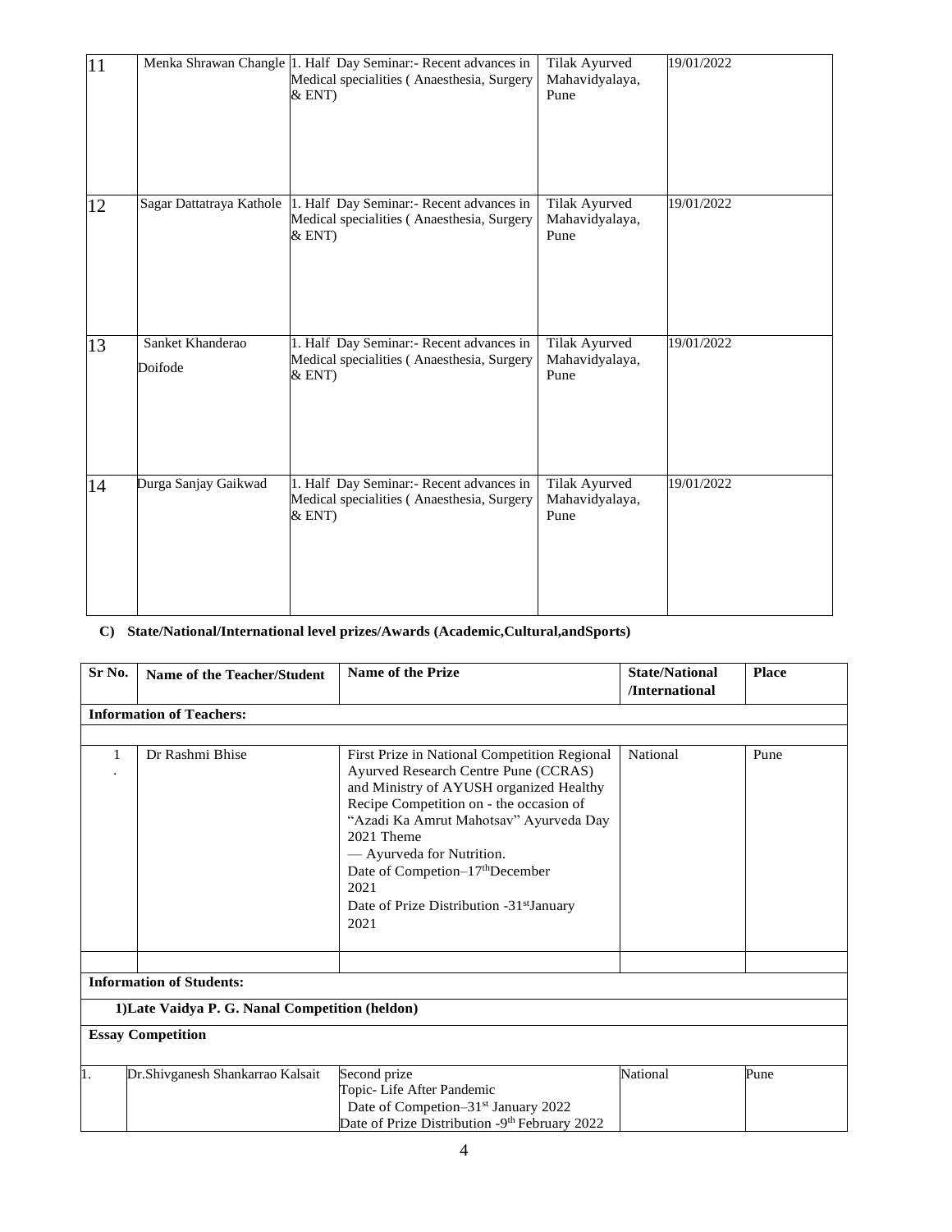| 11 | Menka Shrawan Changle | 1. Half Day Seminar:- Recent advances in Medical specialities ( Anaesthesia, Surgery & ENT) | Tilak Ayurved Mahavidyalaya, Pune | 19/01/2022 |
|---|---|---|---|---|
| 12 | Sagar Dattatraya Kathole | 1. Half Day Seminar:- Recent advances in Medical specialities ( Anaesthesia, Surgery & ENT) | Tilak Ayurved Mahavidyalaya, Pune | 19/01/2022 |
| 13 | Sanket Khanderao Doifode | 1. Half Day Seminar:- Recent advances in Medical specialities ( Anaesthesia, Surgery & ENT) | Tilak Ayurved Mahavidyalaya, Pune | 19/01/2022 |
| 14 | Durga Sanjay Gaikwad | 1. Half Day Seminar:- Recent advances in Medical specialities ( Anaesthesia, Surgery & ENT) | Tilak Ayurved Mahavidyalaya, Pune | 19/01/2022 |

**C) State/National/International level prizes/Awards (Academic,Cultural,andSports)**

| Sr No. | Name of the Teacher/Student | Name of the Prize | State/National /International | Place |
|---|---|---|---|---|
| **Information of Teachers:** | | | | |
| | | | | |
| 1. | Dr Rashmi Bhise | First Prize in National Competition Regional Ayurved Research Centre Pune (CCRAS) and Ministry of AYUSH organized Healthy Recipe Competition on - the occasion of "Azadi Ka Amrut Mahotsav" Ayurveda Day 2021 Theme — Ayurveda for Nutrition. Date of Competion–17th December 2021 Date of Prize Distribution -31st January 2021 | National | Pune |
| | | | | |
| **Information of Students:** | | | | |
| **1)Late Vaidya P. G. Nanal Competition (heldon)** | | | | |
| **Essay Competition** | | | | |
| 1. | Dr.Shivganesh Shankarrao Kalsait | Second prize Topic- Life After Pandemic Date of Competion–31st January 2022 Date of Prize Distribution -9th February 2022 | National | Pune |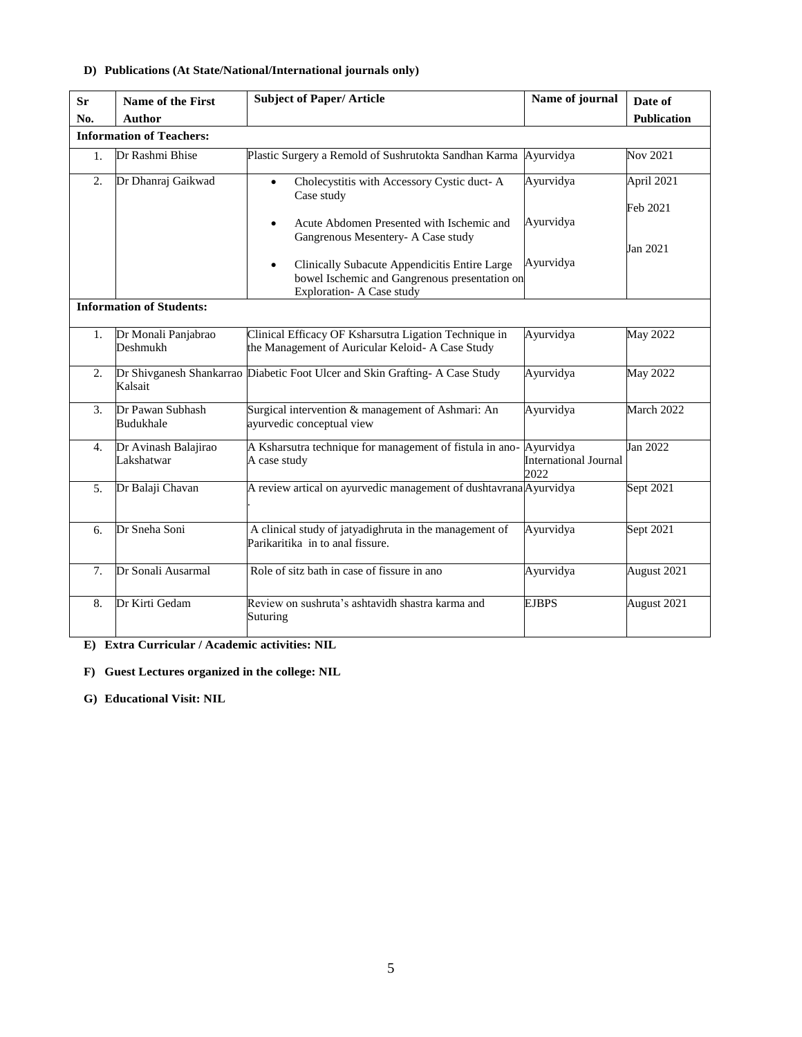**D) Publications (At State/National/International journals only)**

| Sr No. | Name of the First Author | Subject of Paper/ Article | Name of journal | Date of Publication |
|---|---|---|---|---|
| **Information of Teachers:** | | | | |
| 1. | Dr Rashmi Bhise | Plastic Surgery a Remold of Sushrutokta Sandhan Karma | Ayurvidya | Nov 2021 |
| 2. | Dr Dhanraj Gaikwad | • Cholecystitis with Accessory Cystic duct- A Case study<br>• Acute Abdomen Presented with Ischemic and Gangrenous Mesentery- A Case study<br>• Clinically Subacute Appendicitis Entire Large bowel Ischemic and Gangrenous presentation on Exploration- A Case study | Ayurvidya<br>Ayurvidya<br>Ayurvidya | April 2021<br>Feb 2021<br>Jan 2021 |
| **Information of Students:** | | | | |
| 1. | Dr Monali Panjabrao Deshmukh | Clinical Efficacy OF Ksharsutra Ligation Technique in the Management of Auricular Keloid- A Case Study | Ayurvidya | May 2022 |
| 2. | Dr Shivganesh Shankarrao Kalsait | Diabetic Foot Ulcer and Skin Grafting- A Case Study | Ayurvidya | May 2022 |
| 3. | Dr Pawan Subhash Budukhale | Surgical intervention & management of Ashmari: An ayurvedic conceptual view | Ayurvidya | March 2022 |
| 4. | Dr Avinash Balajirao Lakshatwar | A Ksharsutra technique for management of fistula in ano- A case study | Ayurvidya International Journal 2022 | Jan 2022 |
| 5. | Dr Balaji Chavan | A review artical on ayurvedic management of dushtavrana. | Ayurvidya | Sept 2021 |
| 6. | Dr Sneha Soni | A clinical study of jatyadighruta in the management of Parikaritika in to anal fissure. | Ayurvidya | Sept 2021 |
| 7. | Dr Sonali Ausarmal | Role of sitz bath in case of fissure in ano | Ayurvidya | August 2021 |
| 8. | Dr Kirti Gedam | Review on sushruta's ashtavidh shastra karma and Suturing | EJBPS | August 2021 |

**E) Extra Curricular / Academic activities: NIL**

**F) Guest Lectures organized in the college: NIL**

**G) Educational Visit: NIL**